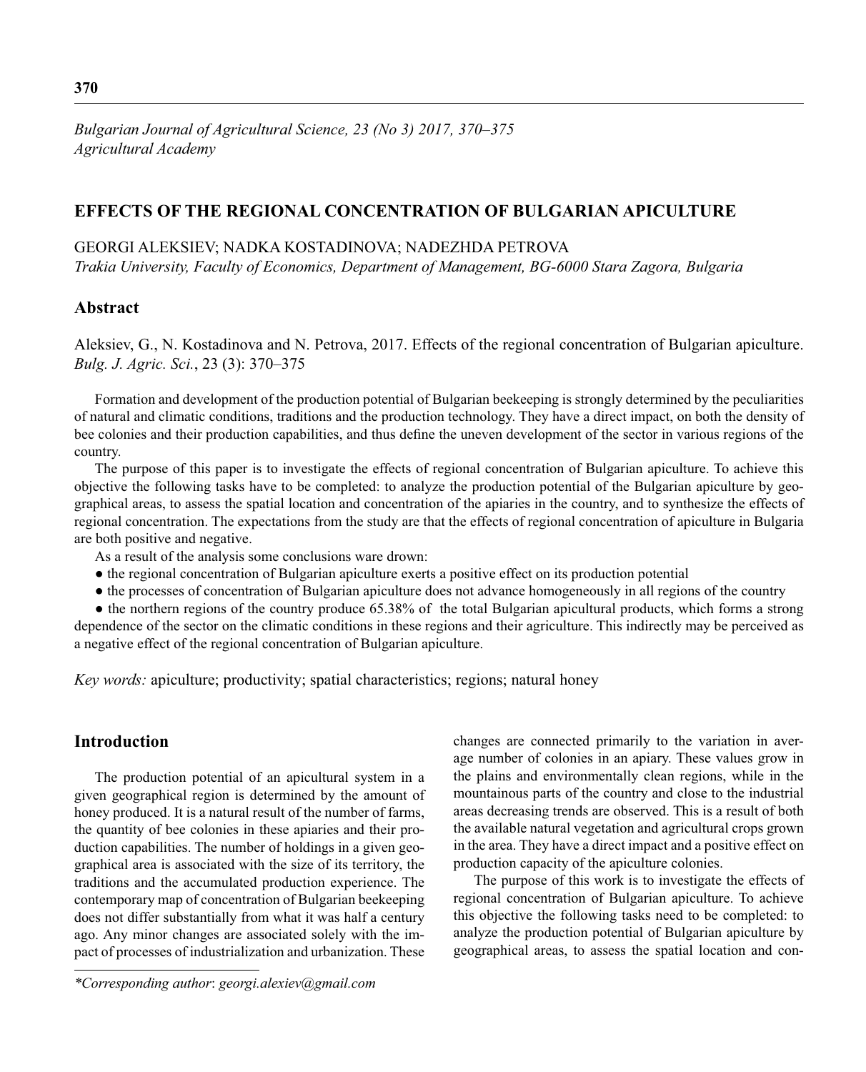*Bulgarian Journal of Agricultural Science, 23 (No 3) 2017, 370–375*
*Agricultural Academy*

# EFFECTS OF THE REGIONAL CONCENTRATION OF BULGARIAN APICULTURE

GEORGI ALEKSIEV; NADKA KOSTADINOVA; NADEZHDA PETROVA

*Trakia University, Faculty of Economics, Department of Management, BG-6000 Stara Zagora, Bulgaria*

## Abstract

Aleksiev, G., N. Kostadinova and N. Petrova, 2017. Effects of the regional concentration of Bulgarian apiculture. *Bulg. J. Agric. Sci.*, 23 (3): 370–375

Formation and development of the production potential of Bulgarian beekeeping is strongly determined by the peculiarities of natural and climatic conditions, traditions and the production technology. They have a direct impact, on both the density of bee colonies and their production capabilities, and thus define the uneven development of the sector in various regions of the country.

The purpose of this paper is to investigate the effects of regional concentration of Bulgarian apiculture. To achieve this objective the following tasks have to be completed: to analyze the production potential of the Bulgarian apiculture by geographical areas, to assess the spatial location and concentration of the apiaries in the country, and to synthesize the effects of regional concentration. The expectations from the study are that the effects of regional concentration of apiculture in Bulgaria are both positive and negative.

As a result of the analysis some conclusions ware drown:

- the regional concentration of Bulgarian apiculture exerts a positive effect on its production potential
- the processes of concentration of Bulgarian apiculture does not advance homogeneously in all regions of the country
- the northern regions of the country produce 65.38% of the total Bulgarian apicultural products, which forms a strong dependence of the sector on the climatic conditions in these regions and their agriculture. This indirectly may be perceived as a negative effect of the regional concentration of Bulgarian apiculture.

*Key words:* apiculture; productivity; spatial characteristics; regions; natural honey

## Introduction

The production potential of an apicultural system in a given geographical region is determined by the amount of honey produced. It is a natural result of the number of farms, the quantity of bee colonies in these apiaries and their production capabilities. The number of holdings in a given geographical area is associated with the size of its territory, the traditions and the accumulated production experience. The contemporary map of concentration of Bulgarian beekeeping does not differ substantially from what it was half a century ago. Any minor changes are associated solely with the impact of processes of industrialization and urbanization. These changes are connected primarily to the variation in average number of colonies in an apiary. These values grow in the plains and environmentally clean regions, while in the mountainous parts of the country and close to the industrial areas decreasing trends are observed. This is a result of both the available natural vegetation and agricultural crops grown in the area. They have a direct impact and a positive effect on production capacity of the apiculture colonies.

The purpose of this work is to investigate the effects of regional concentration of Bulgarian apiculture. To achieve this objective the following tasks need to be completed: to analyze the production potential of Bulgarian apiculture by geographical areas, to assess the spatial location and con-

---

*\*Corresponding author*: *georgi.alexiev@gmail.com*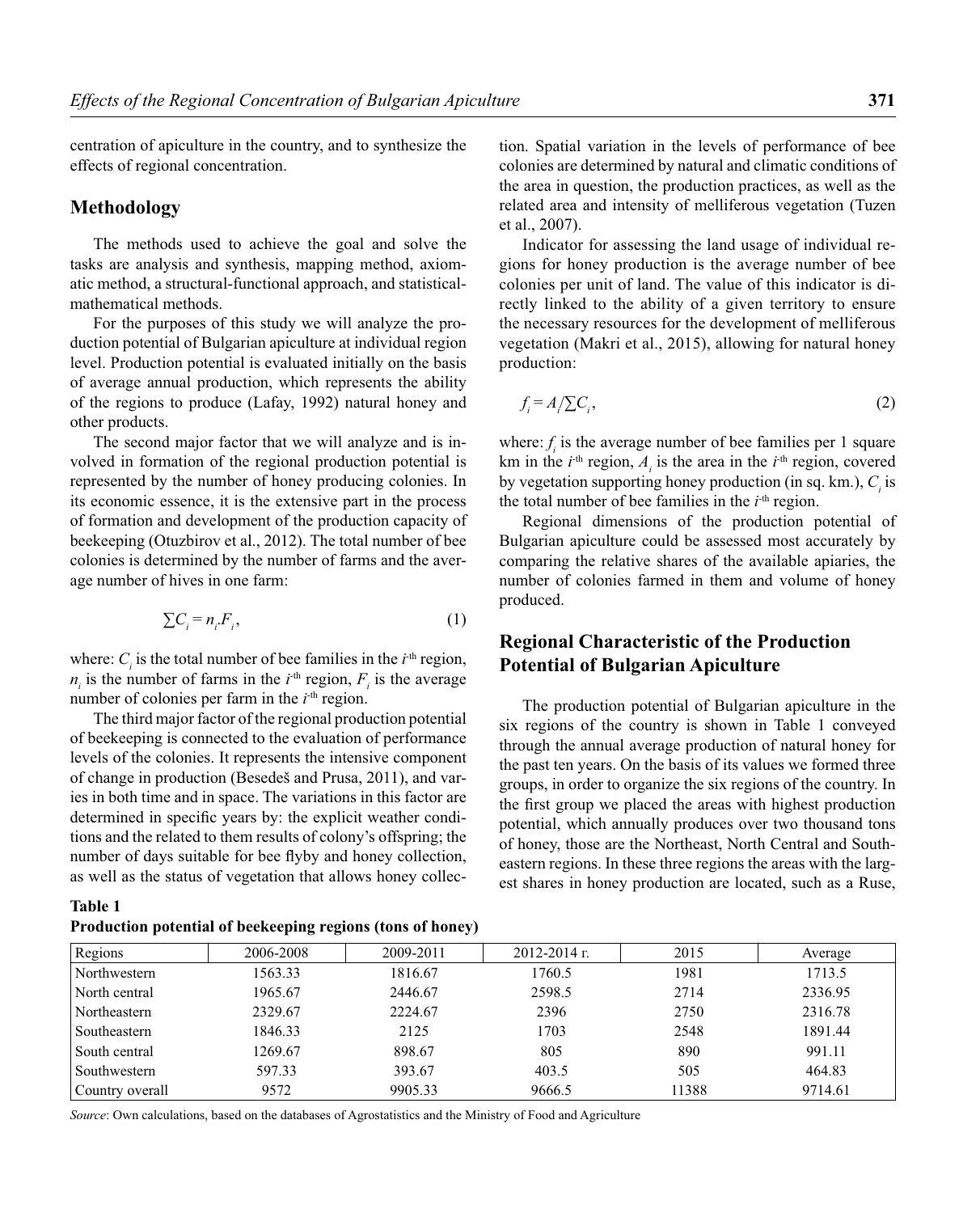centration of apiculture in the country, and to synthesize the effects of regional concentration.

## Methodology

The methods used to achieve the goal and solve the tasks are analysis and synthesis, mapping method, axiomatic method, a structural-functional approach, and statistical-mathematical methods.

For the purposes of this study we will analyze the production potential of Bulgarian apiculture at individual region level. Production potential is evaluated initially on the basis of average annual production, which represents the ability of the regions to produce (Lafay, 1992) natural honey and other products.

The second major factor that we will analyze and is involved in formation of the regional production potential is represented by the number of honey producing colonies. In its economic essence, it is the extensive part in the process of formation and development of the production capacity of beekeeping (Otuzbirov et al., 2012). The total number of bee colonies is determined by the number of farms and the average number of hives in one farm:

$$\sum C_i = n_i . F_i, \tag{1}$$

where: $C_i$ is the total number of bee families in the $i$-th region, $n_i$ is the number of farms in the $i$-th region, $F_i$ is the average number of colonies per farm in the $i$-th region.

The third major factor of the regional production potential of beekeeping is connected to the evaluation of performance levels of the colonies. It represents the intensive component of change in production (Besedeš and Prusa, 2011), and varies in both time and in space. The variations in this factor are determined in specific years by: the explicit weather conditions and the related to them results of colony's offspring; the number of days suitable for bee flyby and honey collection, as well as the status of vegetation that allows honey collection. Spatial variation in the levels of performance of bee colonies are determined by natural and climatic conditions of the area in question, the production practices, as well as the related area and intensity of melliferous vegetation (Tuzen et al., 2007).

Indicator for assessing the land usage of individual regions for honey production is the average number of bee colonies per unit of land. The value of this indicator is directly linked to the ability of a given territory to ensure the necessary resources for the development of melliferous vegetation (Makri et al., 2015), allowing for natural honey production:

$$f_i = A_i / \sum C_i, \tag{2}$$

where: $f_i$ is the average number of bee families per 1 square km in the $i$-th region, $A_i$ is the area in the $i$-th region, covered by vegetation supporting honey production (in sq. km.), $C_i$ is the total number of bee families in the $i$-th region.

Regional dimensions of the production potential of Bulgarian apiculture could be assessed most accurately by comparing the relative shares of the available apiaries, the number of colonies farmed in them and volume of honey produced.

## Regional Characteristic of the Production Potential of Bulgarian Apiculture

The production potential of Bulgarian apiculture in the six regions of the country is shown in Table 1 conveyed through the annual average production of natural honey for the past ten years. On the basis of its values we formed three groups, in order to organize the six regions of the country. In the first group we placed the areas with highest production potential, which annually produces over two thousand tons of honey, those are the Northeast, North Central and Southeastern regions. In these three regions the areas with the largest shares in honey production are located, such as a Ruse,

**Table 1**
**Production potential of beekeeping regions (tons of honey)**

| Regions | 2006-2008 | 2009-2011 | 2012-2014 г. | 2015 | Average |
|---|---|---|---|---|---|
| Northwestern | 1563.33 | 1816.67 | 1760.5 | 1981 | 1713.5 |
| North central | 1965.67 | 2446.67 | 2598.5 | 2714 | 2336.95 |
| Northeastern | 2329.67 | 2224.67 | 2396 | 2750 | 2316.78 |
| Southeastern | 1846.33 | 2125 | 1703 | 2548 | 1891.44 |
| South central | 1269.67 | 898.67 | 805 | 890 | 991.11 |
| Southwestern | 597.33 | 393.67 | 403.5 | 505 | 464.83 |
| Country overall | 9572 | 9905.33 | 9666.5 | 11388 | 9714.61 |

*Source*: Own calculations, based on the databases of Agrostatistics and the Ministry of Food and Agriculture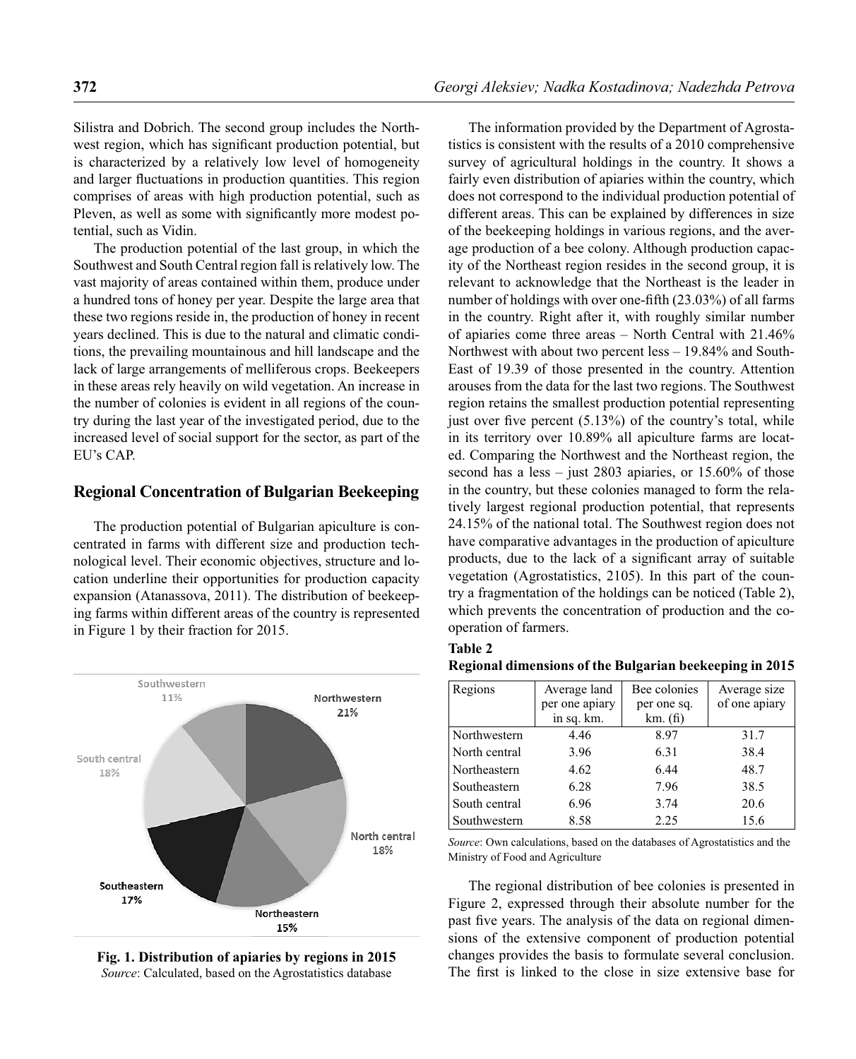Silistra and Dobrich. The second group includes the Northwest region, which has significant production potential, but is characterized by a relatively low level of homogeneity and larger fluctuations in production quantities. This region comprises of areas with high production potential, such as Pleven, as well as some with significantly more modest potential, such as Vidin.

The production potential of the last group, in which the Southwest and South Central region fall is relatively low. The vast majority of areas contained within them, produce under a hundred tons of honey per year. Despite the large area that these two regions reside in, the production of honey in recent years declined. This is due to the natural and climatic conditions, the prevailing mountainous and hill landscape and the lack of large arrangements of melliferous crops. Beekeepers in these areas rely heavily on wild vegetation. An increase in the number of colonies is evident in all regions of the country during the last year of the investigated period, due to the increased level of social support for the sector, as part of the EU's CAP.

## Regional Concentration of Bulgarian Beekeeping

The production potential of Bulgarian apiculture is concentrated in farms with different size and production technological level. Their economic objectives, structure and location underline their opportunities for production capacity expansion (Atanassova, 2011). The distribution of beekeeping farms within different areas of the country is represented in Figure 1 by their fraction for 2015.

Southwestern 11%, Northwestern 21%, North central 18%, Northeastern 15%, Southeastern 17%, South central 18%

**Fig. 1. Distribution of apiaries by regions in 2015**
*Source*: Calculated, based on the Agrostatistics database

The information provided by the Department of Agrostatistics is consistent with the results of a 2010 comprehensive survey of agricultural holdings in the country. It shows a fairly even distribution of apiaries within the country, which does not correspond to the individual production potential of different areas. This can be explained by differences in size of the beekeeping holdings in various regions, and the average production of a bee colony. Although production capacity of the Northeast region resides in the second group, it is relevant to acknowledge that the Northeast is the leader in number of holdings with over one-fifth (23.03%) of all farms in the country. Right after it, with roughly similar number of apiaries come three areas – North Central with 21.46% Northwest with about two percent less – 19.84% and South-East of 19.39 of those presented in the country. Attention arouses from the data for the last two regions. The Southwest region retains the smallest production potential representing just over five percent (5.13%) of the country's total, while in its territory over 10.89% all apiculture farms are located. Comparing the Northwest and the Northeast region, the second has a less – just 2803 apiaries, or 15.60% of those in the country, but these colonies managed to form the relatively largest regional production potential, that represents 24.15% of the national total. The Southwest region does not have comparative advantages in the production of apiculture products, due to the lack of a significant array of suitable vegetation (Agrostatistics, 2105). In this part of the country a fragmentation of the holdings can be noticed (Table 2), which prevents the concentration of production and the co-operation of farmers.

**Table 2**
**Regional dimensions of the Bulgarian beekeeping in 2015**

| Regions | Average land per one apiary in sq. km. | Bee colonies per one sq. km. (fi) | Average size of one apiary |
|---|---|---|---|
| Northwestern | 4.46 | 8.97 | 31.7 |
| North central | 3.96 | 6.31 | 38.4 |
| Northeastern | 4.62 | 6.44 | 48.7 |
| Southeastern | 6.28 | 7.96 | 38.5 |
| South central | 6.96 | 3.74 | 20.6 |
| Southwestern | 8.58 | 2.25 | 15.6 |

*Source*: Own calculations, based on the databases of Agrostatistics and the Ministry of Food and Agriculture

The regional distribution of bee colonies is presented in Figure 2, expressed through their absolute number for the past five years. The analysis of the data on regional dimensions of the extensive component of production potential changes provides the basis to formulate several conclusion. The first is linked to the close in size extensive base for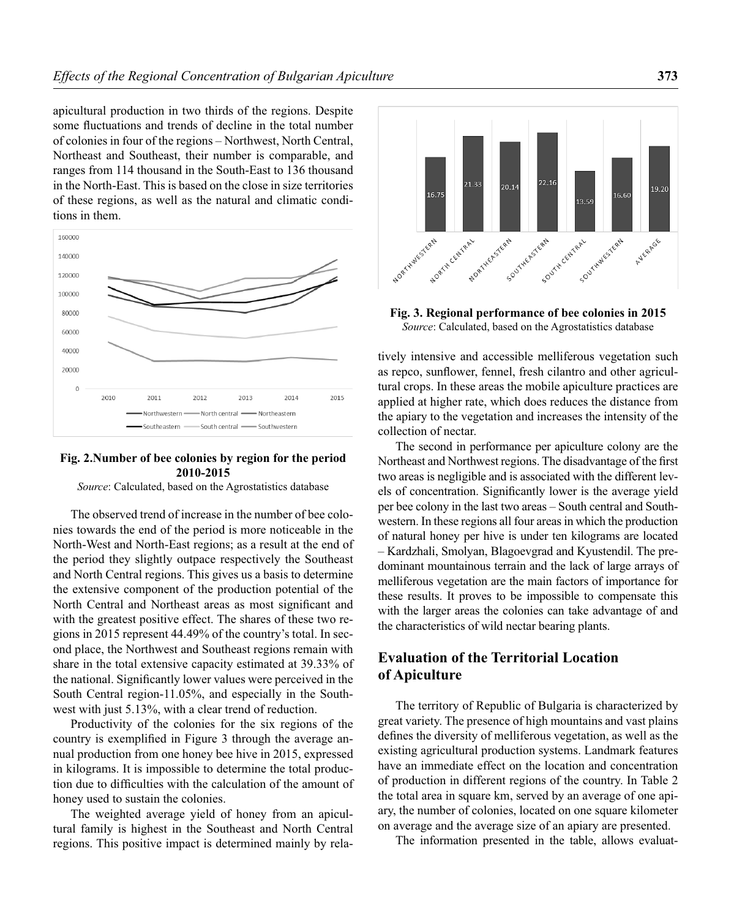apicultural production in two thirds of the regions. Despite some fluctuations and trends of decline in the total number of colonies in four of the regions – Northwest, North Central, Northeast and Southeast, their number is comparable, and ranges from 114 thousand in the South-East to 136 thousand in the North-East. This is based on the close in size territories of these regions, as well as the natural and climatic conditions in them.

**Fig. 2.Number of bee colonies by region for the period 2010-2015**

*Source*: Calculated, based on the Agrostatistics database

The observed trend of increase in the number of bee colonies towards the end of the period is more noticeable in the North-West and North-East regions; as a result at the end of the period they slightly outpace respectively the Southeast and North Central regions. This gives us a basis to determine the extensive component of the production potential of the North Central and Northeast areas as most significant and with the greatest positive effect. The shares of these two regions in 2015 represent 44.49% of the country's total. In second place, the Northwest and Southeast regions remain with share in the total extensive capacity estimated at 39.33% of the national. Significantly lower values were perceived in the South Central region-11.05%, and especially in the Southwest with just 5.13%, with a clear trend of reduction.

Productivity of the colonies for the six regions of the country is exemplified in Figure 3 through the average annual production from one honey bee hive in 2015, expressed in kilograms. It is impossible to determine the total production due to difficulties with the calculation of the amount of honey used to sustain the colonies.

The weighted average yield of honey from an apicultural family is highest in the Southeast and North Central regions. This positive impact is determined mainly by relatively intensive and accessible melliferous vegetation such as repco, sunflower, fennel, fresh cilantro and other agricultural crops. In these areas the mobile apiculture practices are applied at higher rate, which does reduces the distance from the apiary to the vegetation and increases the intensity of the collection of nectar.

**Fig. 3. Regional performance of bee colonies in 2015**

*Source*: Calculated, based on the Agrostatistics database

The second in performance per apiculture colony are the Northeast and Northwest regions. The disadvantage of the first two areas is negligible and is associated with the different levels of concentration. Significantly lower is the average yield per bee colony in the last two areas – South central and Southwestern. In these regions all four areas in which the production of natural honey per hive is under ten kilograms are located – Kardzhali, Smolyan, Blagoevgrad and Kyustendil. The predominant mountainous terrain and the lack of large arrays of melliferous vegetation are the main factors of importance for these results. It proves to be impossible to compensate this with the larger areas the colonies can take advantage of and the characteristics of wild nectar bearing plants.

## Evaluation of the Territorial Location of Apiculture

The territory of Republic of Bulgaria is characterized by great variety. The presence of high mountains and vast plains defines the diversity of melliferous vegetation, as well as the existing agricultural production systems. Landmark features have an immediate effect on the location and concentration of production in different regions of the country. In Table 2 the total area in square km, served by an average of one apiary, the number of colonies, located on one square kilometer on average and the average size of an apiary are presented.

The information presented in the table, allows evaluat-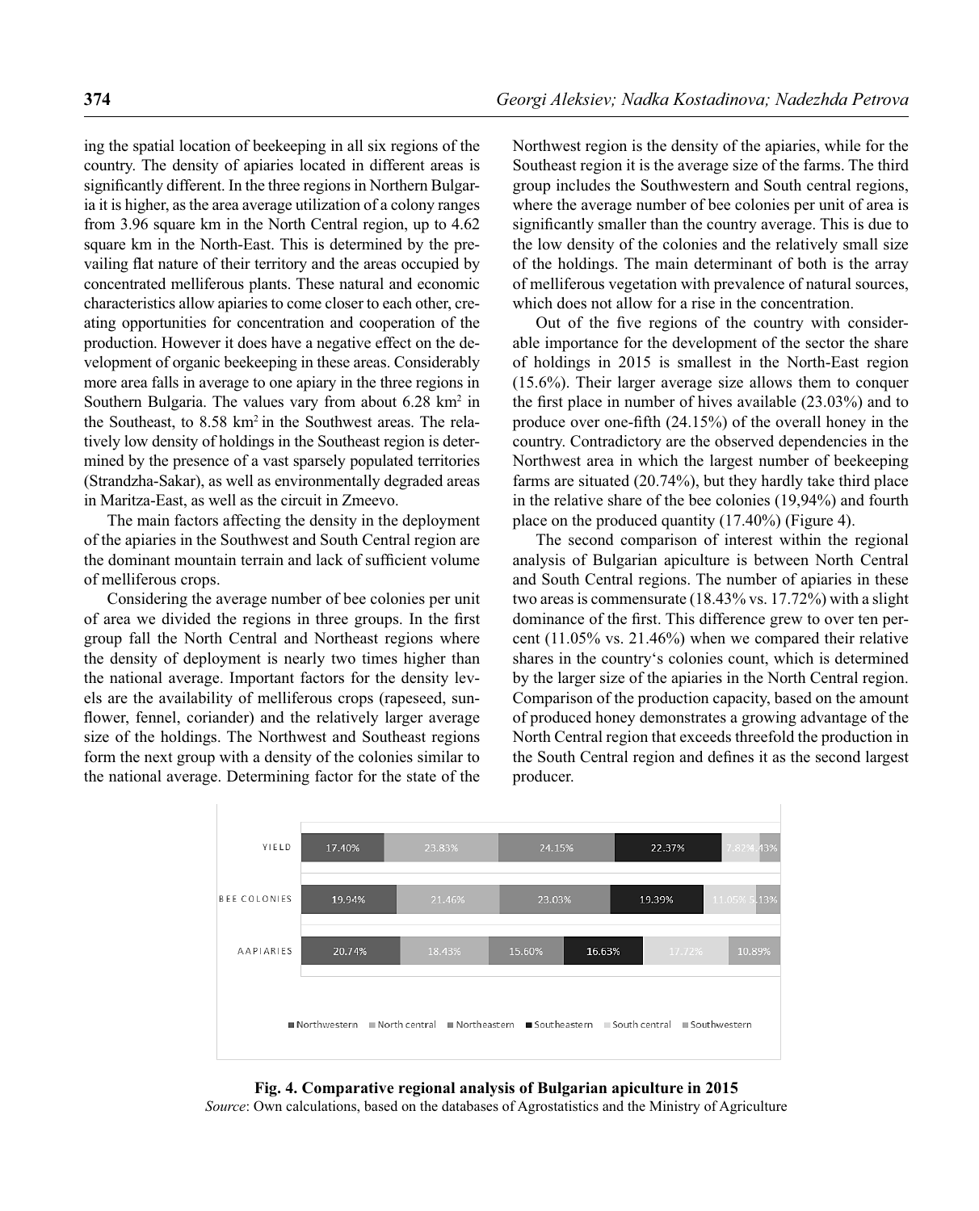ing the spatial location of beekeeping in all six regions of the country. The density of apiaries located in different areas is significantly different. In the three regions in Northern Bulgaria it is higher, as the area average utilization of a colony ranges from 3.96 square km in the North Central region, up to 4.62 square km in the North-East. This is determined by the prevailing flat nature of their territory and the areas occupied by concentrated melliferous plants. These natural and economic characteristics allow apiaries to come closer to each other, creating opportunities for concentration and cooperation of the production. However it does have a negative effect on the development of organic beekeeping in these areas. Considerably more area falls in average to one apiary in the three regions in Southern Bulgaria. The values vary from about 6.28 km$^2$ in the Southeast, to 8.58 km$^2$ in the Southwest areas. The relatively low density of holdings in the Southeast region is determined by the presence of a vast sparsely populated territories (Strandzha-Sakar), as well as environmentally degraded areas in Maritza-East, as well as the circuit in Zmeevo.

The main factors affecting the density in the deployment of the apiaries in the Southwest and South Central region are the dominant mountain terrain and lack of sufficient volume of melliferous crops.

Considering the average number of bee colonies per unit of area we divided the regions in three groups. In the first group fall the North Central and Northeast regions where the density of deployment is nearly two times higher than the national average. Important factors for the density levels are the availability of melliferous crops (rapeseed, sunflower, fennel, coriander) and the relatively larger average size of the holdings. The Northwest and Southeast regions form the next group with a density of the colonies similar to the national average. Determining factor for the state of the Northwest region is the density of the apiaries, while for the Southeast region it is the average size of the farms. The third group includes the Southwestern and South central regions, where the average number of bee colonies per unit of area is significantly smaller than the country average. This is due to the low density of the colonies and the relatively small size of the holdings. The main determinant of both is the array of melliferous vegetation with prevalence of natural sources, which does not allow for a rise in the concentration.

Out of the five regions of the country with considerable importance for the development of the sector the share of holdings in 2015 is smallest in the North-East region (15.6%). Their larger average size allows them to conquer the first place in number of hives available (23.03%) and to produce over one-fifth (24.15%) of the overall honey in the country. Contradictory are the observed dependencies in the Northwest area in which the largest number of beekeeping farms are situated (20.74%), but they hardly take third place in the relative share of the bee colonies (19,94%) and fourth place on the produced quantity (17.40%) (Figure 4).

The second comparison of interest within the regional analysis of Bulgarian apiculture is between North Central and South Central regions. The number of apiaries in these two areas is commensurate (18.43% vs. 17.72%) with a slight dominance of the first. This difference grew to over ten percent (11.05% vs. 21.46%) when we compared their relative shares in the country's colonies count, which is determined by the larger size of the apiaries in the North Central region. Comparison of the production capacity, based on the amount of produced honey demonstrates a growing advantage of the North Central region that exceeds threefold the production in the South Central region and defines it as the second largest producer.

| | Northwestern | North central | Northeastern | Southeastern | South central | Southwestern |
|---|---|---|---|---|---|---|
| YIELD | 17.40% | 23.83% | 24.15% | 22.37% | 7.82% | 4.43% |
| BEE COLONIES | 19.94% | 21.46% | 23.03% | 19.39% | 11.05% | 5.13% |
| AAPIARIES | 20.74% | 18.43% | 15.60% | 16.63% | 17.72% | 10.89% |

**Fig. 4. Comparative regional analysis of Bulgarian apiculture in 2015**

*Source*: Own calculations, based on the databases of Agrostatistics and the Ministry of Agriculture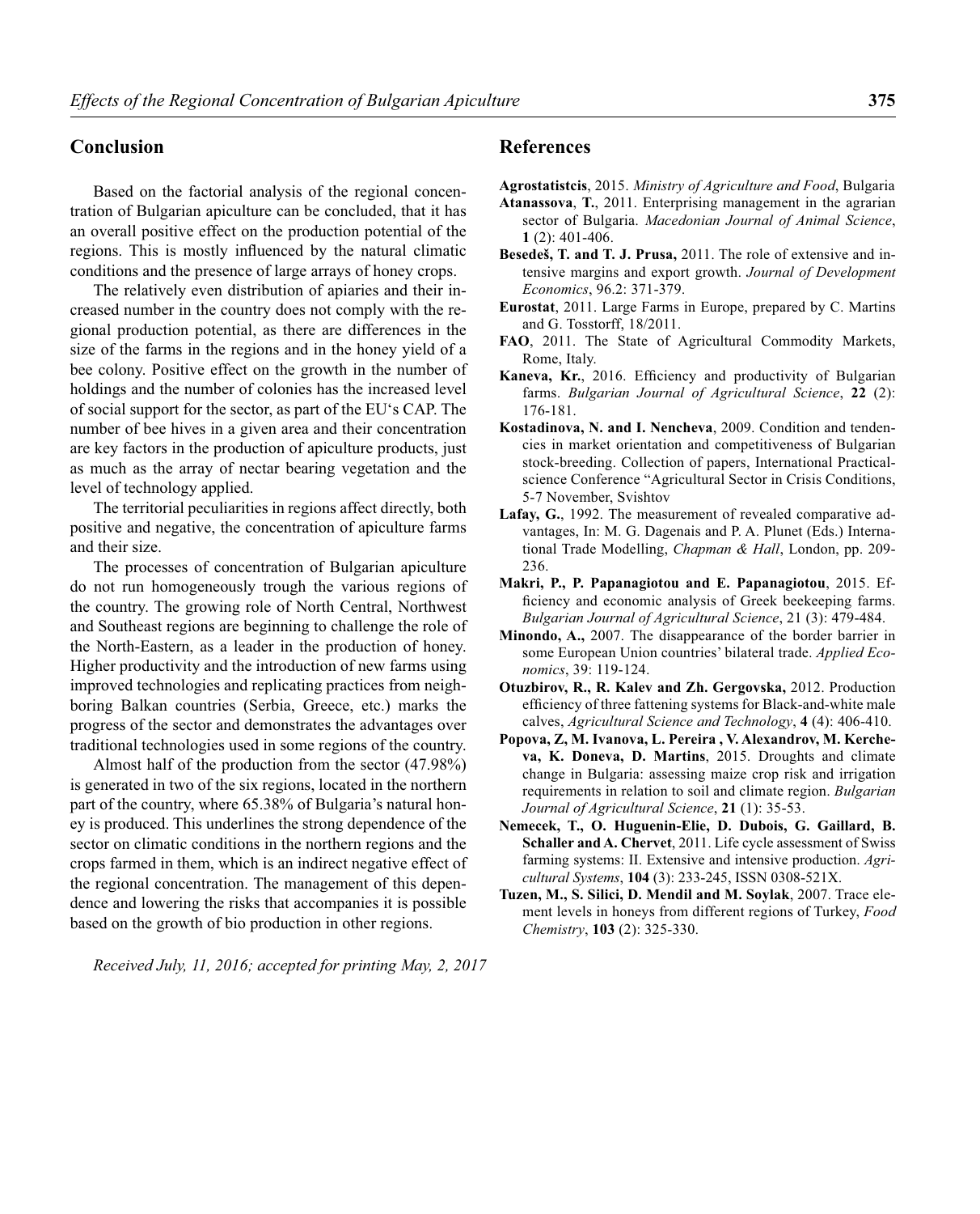## Conclusion

Based on the factorial analysis of the regional concentration of Bulgarian apiculture can be concluded, that it has an overall positive effect on the production potential of the regions. This is mostly influenced by the natural climatic conditions and the presence of large arrays of honey crops.

The relatively even distribution of apiaries and their increased number in the country does not comply with the regional production potential, as there are differences in the size of the farms in the regions and in the honey yield of a bee colony. Positive effect on the growth in the number of holdings and the number of colonies has the increased level of social support for the sector, as part of the EU's CAP. The number of bee hives in a given area and their concentration are key factors in the production of apiculture products, just as much as the array of nectar bearing vegetation and the level of technology applied.

The territorial peculiarities in regions affect directly, both positive and negative, the concentration of apiculture farms and their size.

The processes of concentration of Bulgarian apiculture do not run homogeneously trough the various regions of the country. The growing role of North Central, Northwest and Southeast regions are beginning to challenge the role of the North-Eastern, as a leader in the production of honey. Higher productivity and the introduction of new farms using improved technologies and replicating practices from neighboring Balkan countries (Serbia, Greece, etc.) marks the progress of the sector and demonstrates the advantages over traditional technologies used in some regions of the country.

Almost half of the production from the sector (47.98%) is generated in two of the six regions, located in the northern part of the country, where 65.38% of Bulgaria's natural honey is produced. This underlines the strong dependence of the sector on climatic conditions in the northern regions and the crops farmed in them, which is an indirect negative effect of the regional concentration. The management of this dependence and lowering the risks that accompanies it is possible based on the growth of bio production in other regions.

*Received July, 11, 2016; accepted for printing May, 2, 2017*

## References

**Agrostatistcis**, 2015. *Ministry of Agriculture and Food*, Bulgaria

**Atanassova**, **T.**, 2011. Enterprising management in the agrarian sector of Bulgaria. *Macedonian Journal of Animal Science*, **1** (2): 401-406.

**Besedeš, T. and T. J. Prusa,** 2011. The role of extensive and intensive margins and export growth. *Journal of Development Economics*, 96.2: 371-379.

**Eurostat**, 2011. Large Farms in Europe, prepared by C. Martins and G. Tosstorff, 18/2011.

**FAO**, 2011. The State of Agricultural Commodity Markets, Rome, Italy.

**Kaneva, Kr.**, 2016. Efficiency and productivity of Bulgarian farms. *Bulgarian Journal of Agricultural Science*, **22** (2): 176-181.

**Kostadinova, N. and I. Nencheva**, 2009. Condition and tendencies in market orientation and competitiveness of Bulgarian stock-breeding. Collection of papers, International Practical-science Conference "Agricultural Sector in Crisis Conditions, 5-7 November, Svishtov

**Lafay, G.**, 1992. The measurement of revealed comparative advantages, In: M. G. Dagenais and P. A. Plunet (Eds.) International Trade Modelling, *Chapman & Hall*, London, pp. 209-236.

**Makri, P., P. Papanagiotou and E. Papanagiotou**, 2015. Efficiency and economic analysis of Greek beekeeping farms. *Bulgarian Journal of Agricultural Science*, 21 (3): 479-484.

**Minondo, A.,** 2007. The disappearance of the border barrier in some European Union countries' bilateral trade. *Applied Economics*, 39: 119-124.

**Otuzbirov, R., R. Kalev and Zh. Gergovska,** 2012. Production efficiency of three fattening systems for Black-and-white male calves, *Agricultural Science and Technology*, **4** (4): 406-410.

**Popova, Z, M. Ivanova, L. Pereira , V. Alexandrov, M. Kercheva, K. Doneva, D. Martins**, 2015. Droughts and climate change in Bulgaria: assessing maize crop risk and irrigation requirements in relation to soil and climate region. *Bulgarian Journal of Agricultural Science*, **21** (1): 35-53.

**Nemecek, T., O. Huguenin-Elie, D. Dubois, G. Gaillard, B. Schaller and A. Chervet**, 2011. Life cycle assessment of Swiss farming systems: II. Extensive and intensive production. *Agricultural Systems*, **104** (3): 233-245, ISSN 0308-521X.

**Tuzen, M., S. Silici, D. Mendil and M. Soylak**, 2007. Trace element levels in honeys from different regions of Turkey, *Food Chemistry*, **103** (2): 325-330.